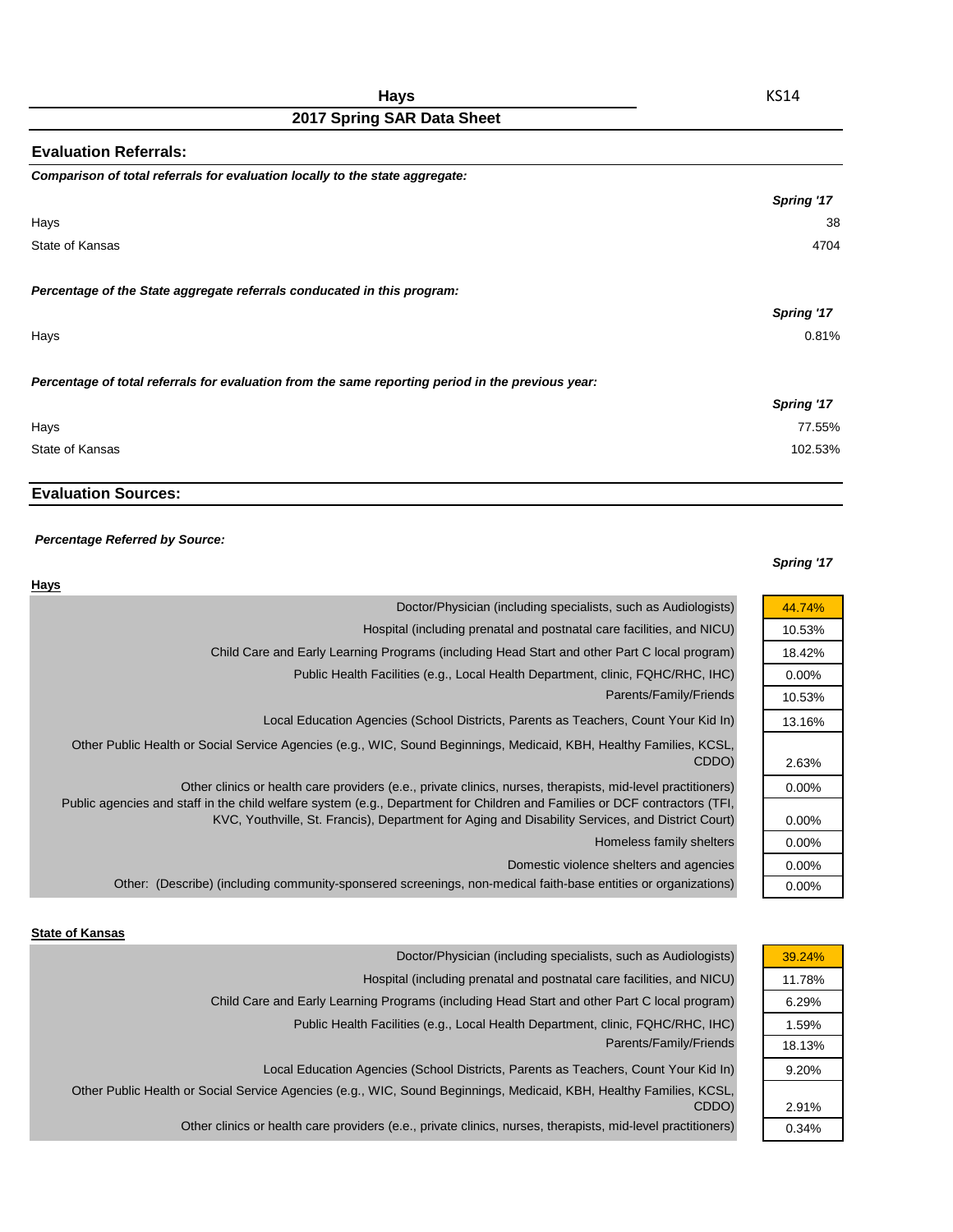# Hays

KS14

## 2017 Spring SAR Data Sheet

### Evaluation Referrals:

***Comparison of total referrals for evaluation locally to the state aggregate:***

| | *Spring '17* |
|---|---|
| Hays | 38 |
| State of Kansas | 4704 |

***Percentage of the State aggregate referrals conducated in this program:***

| | *Spring '17* |
|---|---|
| Hays | 0.81% |

***Percentage of total referrals for evaluation from the same reporting period in the previous year:***

| | *Spring '17* |
|---|---|
| Hays | 77.55% |
| State of Kansas | 102.53% |

### Evaluation Sources:

***Percentage Referred by Source:***

**Hays**

| | *Spring '17* |
|---|---|
| Doctor/Physician (including specialists, such as Audiologists) | 44.74% |
| Hospital (including prenatal and postnatal care facilities, and NICU) | 10.53% |
| Child Care and Early Learning Programs (including Head Start and other Part C local program) | 18.42% |
| Public Health Facilities (e.g., Local Health Department, clinic, FQHC/RHC, IHC) | 0.00% |
| Parents/Family/Friends | 10.53% |
| Local Education Agencies (School Districts, Parents as Teachers, Count Your Kid In) | 13.16% |
| Other Public Health or Social Service Agencies (e.g., WIC, Sound Beginnings, Medicaid, KBH, Healthy Families, KCSL, CDDO) | 2.63% |
| Other clinics or health care providers (e.e., private clinics, nurses, therapists, mid-level practitioners) | 0.00% |
| Public agencies and staff in the child welfare system (e.g., Department for Children and Families or DCF contractors (TFI, KVC, Youthville, St. Francis), Department for Aging and Disability Services, and District Court) | 0.00% |
| Homeless family shelters | 0.00% |
| Domestic violence shelters and agencies | 0.00% |
| Other: (Describe) (including community-sponsered screenings, non-medical faith-base entities or organizations) | 0.00% |

**State of Kansas**

| | *Spring '17* |
|---|---|
| Doctor/Physician (including specialists, such as Audiologists) | 39.24% |
| Hospital (including prenatal and postnatal care facilities, and NICU) | 11.78% |
| Child Care and Early Learning Programs (including Head Start and other Part C local program) | 6.29% |
| Public Health Facilities (e.g., Local Health Department, clinic, FQHC/RHC, IHC) | 1.59% |
| Parents/Family/Friends | 18.13% |
| Local Education Agencies (School Districts, Parents as Teachers, Count Your Kid In) | 9.20% |
| Other Public Health or Social Service Agencies (e.g., WIC, Sound Beginnings, Medicaid, KBH, Healthy Families, KCSL, CDDO) | 2.91% |
| Other clinics or health care providers (e.e., private clinics, nurses, therapists, mid-level practitioners) | 0.34% |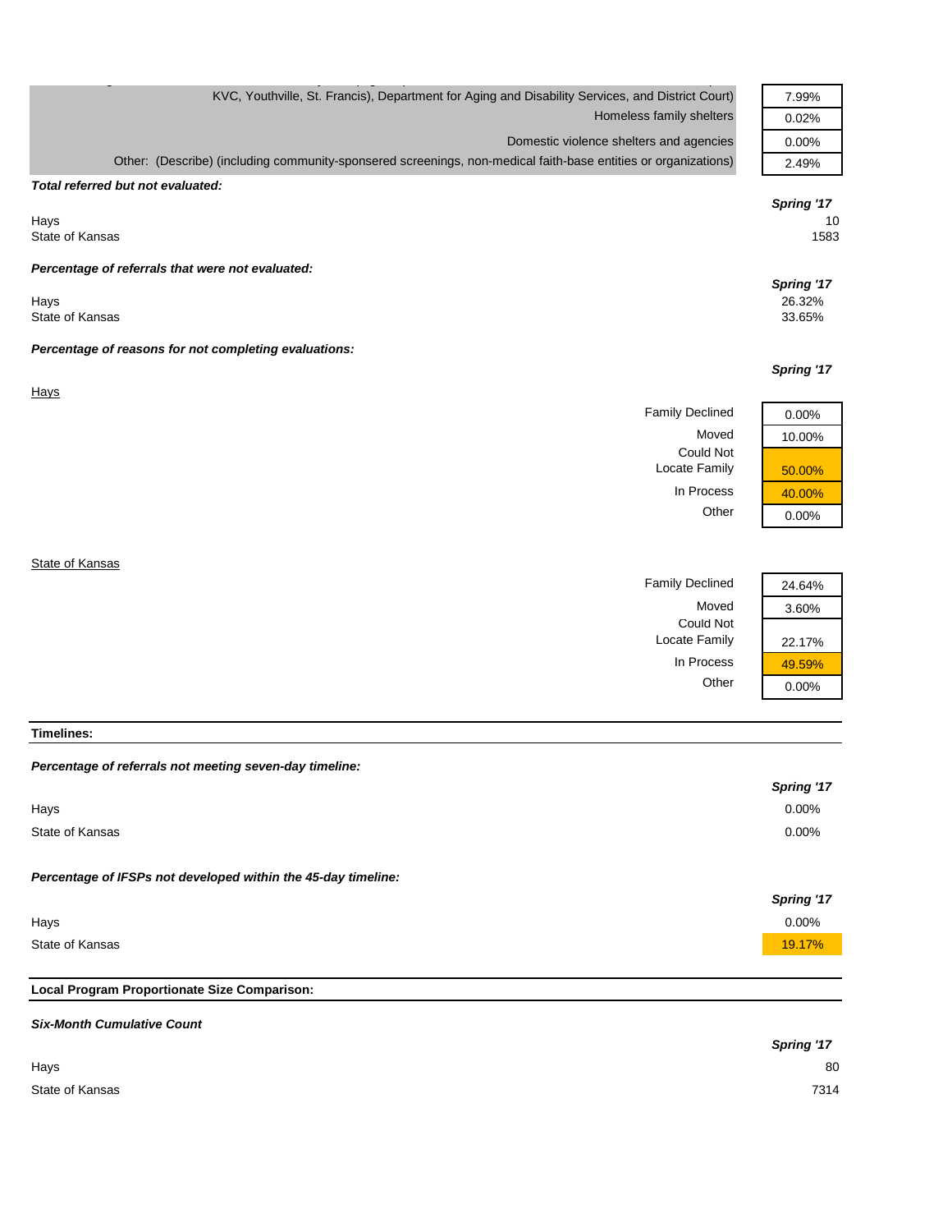| | |
|---|---|
| KVC, Youthville, St. Francis), Department for Aging and Disability Services, and District Court) | 7.99% |
| Homeless family shelters | 0.02% |
| Domestic violence shelters and agencies | 0.00% |
| Other: (Describe) (including community-sponsered screenings, non-medical faith-base entities or organizations) | 2.49% |

***Total referred but not evaluated:***

| | *Spring '17* |
|---|---|
| Hays | 10 |
| State of Kansas | 1583 |

***Percentage of referrals that were not evaluated:***

| | *Spring '17* |
|---|---|
| Hays | 26.32% |
| State of Kansas | 33.65% |

***Percentage of reasons for not completing evaluations:***

*Spring '17*

Hays

| | |
|---|---|
| Family Declined | 0.00% |
| Moved | 10.00% |
| Could Not Locate Family | 50.00% |
| In Process | 40.00% |
| Other | 0.00% |

State of Kansas

| | |
|---|---|
| Family Declined | 24.64% |
| Moved | 3.60% |
| Could Not Locate Family | 22.17% |
| In Process | 49.59% |
| Other | 0.00% |

**Timelines:**

***Percentage of referrals not meeting seven-day timeline:***

| | *Spring '17* |
|---|---|
| Hays | 0.00% |
| State of Kansas | 0.00% |

***Percentage of IFSPs not developed within the 45-day timeline:***

| | *Spring '17* |
|---|---|
| Hays | 0.00% |
| State of Kansas | 19.17% |

**Local Program Proportionate Size Comparison:**

***Six-Month Cumulative Count***

| | *Spring '17* |
|---|---|
| Hays | 80 |
| State of Kansas | 7314 |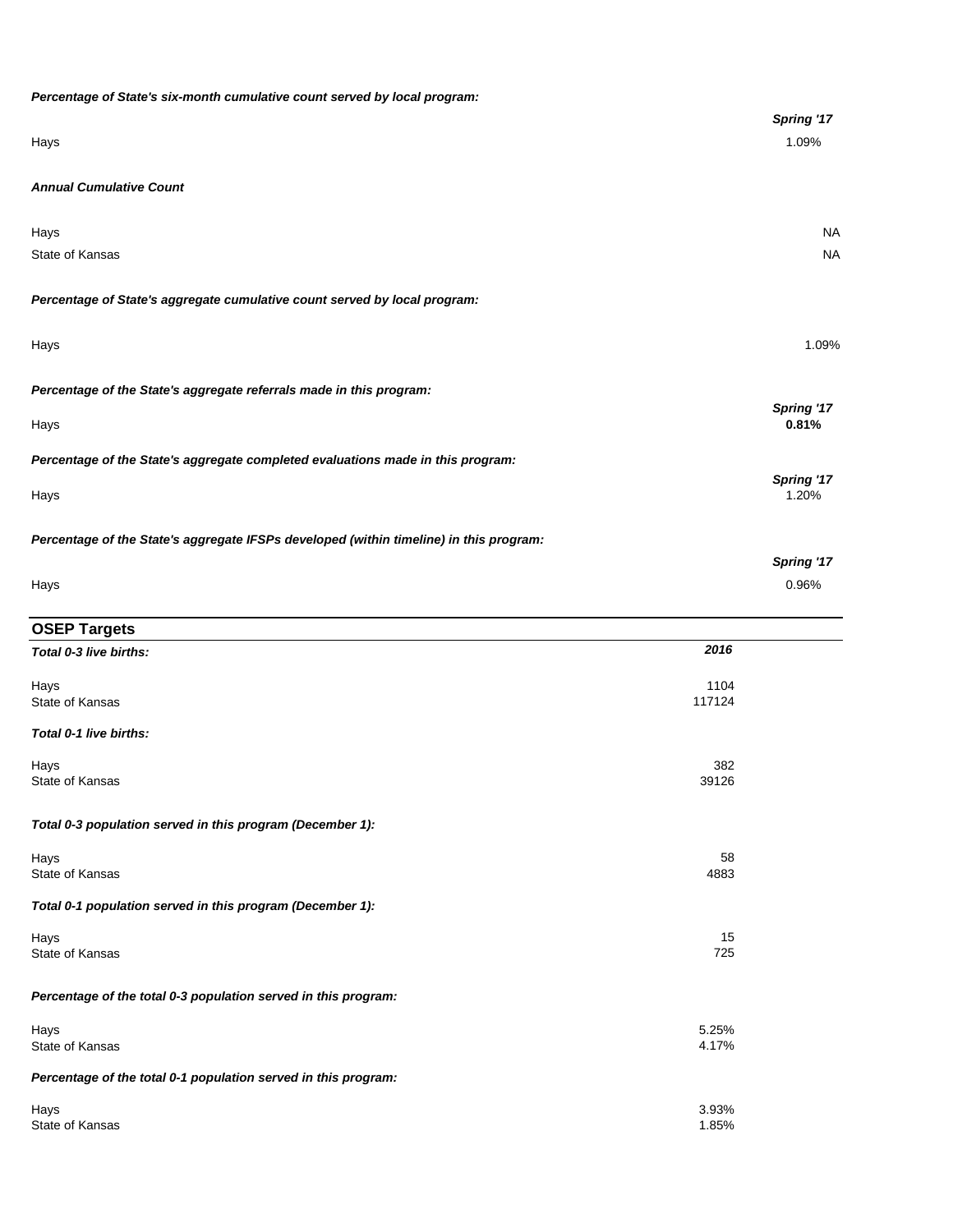***Percentage of State's six-month cumulative count served by local program:***

| | ***Spring '17*** |
|---|---|
| Hays | 1.09% |

***Annual Cumulative Count***

| | |
|---|---|
| Hays | NA |
| State of Kansas | NA |

***Percentage of State's aggregate cumulative count served by local program:***

| | |
|---|---|
| Hays | 1.09% |

***Percentage of the State's aggregate referrals made in this program:***

| | ***Spring '17*** |
|---|---|
| Hays | **0.81%** |

***Percentage of the State's aggregate completed evaluations made in this program:***

| | ***Spring '17*** |
|---|---|
| Hays | 1.20% |

***Percentage of the State's aggregate IFSPs developed (within timeline) in this program:***

| | ***Spring '17*** |
|---|---|
| Hays | 0.96% |

## OSEP Targets

| ***Total 0-3 live births:*** | ***2016*** |
|---|---|
| Hays | 1104 |
| State of Kansas | 117124 |
| ***Total 0-1 live births:*** | |
| Hays | 382 |
| State of Kansas | 39126 |
| ***Total 0-3 population served in this program (December 1):*** | |
| Hays | 58 |
| State of Kansas | 4883 |
| ***Total 0-1 population served in this program (December 1):*** | |
| Hays | 15 |
| State of Kansas | 725 |
| ***Percentage of the total 0-3 population served in this program:*** | |
| Hays | 5.25% |
| State of Kansas | 4.17% |
| ***Percentage of the total 0-1 population served in this program:*** | |
| Hays | 3.93% |
| State of Kansas | 1.85% |